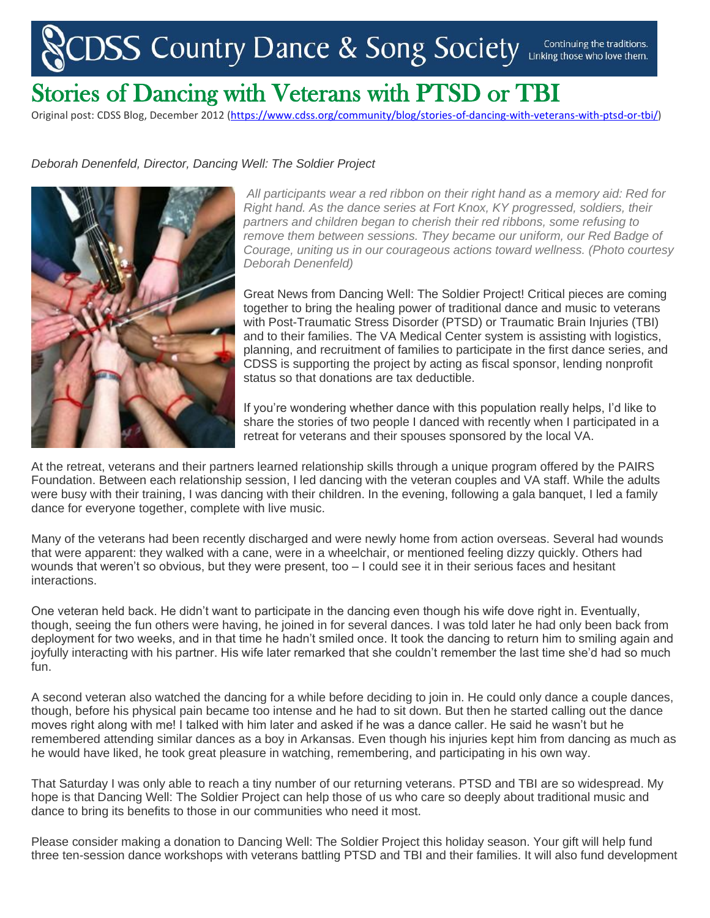CDSS Country Dance & Song Society — Continuing the traditions. Linking those who love them.

# Stories of Dancing with Veterans with PTSD or TBI

Original post: CDSS Blog, December 2012 (https://www.cdss.org/community/blog/stories-of-dancing-with-veterans-with-ptsd-or-tbi/)

*Deborah Denenfeld, Director, Dancing Well: The Soldier Project*

*All participants wear a red ribbon on their right hand as a memory aid: Red for Right hand. As the dance series at Fort Knox, KY progressed, soldiers, their partners and children began to cherish their red ribbons, some refusing to remove them between sessions. They became our uniform, our Red Badge of Courage, uniting us in our courageous actions toward wellness. (Photo courtesy Deborah Denenfeld)*

Great News from Dancing Well: The Soldier Project! Critical pieces are coming together to bring the healing power of traditional dance and music to veterans with Post-Traumatic Stress Disorder (PTSD) or Traumatic Brain Injuries (TBI) and to their families. The VA Medical Center system is assisting with logistics, planning, and recruitment of families to participate in the first dance series, and CDSS is supporting the project by acting as fiscal sponsor, lending nonprofit status so that donations are tax deductible.

If you're wondering whether dance with this population really helps, I'd like to share the stories of two people I danced with recently when I participated in a retreat for veterans and their spouses sponsored by the local VA.

At the retreat, veterans and their partners learned relationship skills through a unique program offered by the PAIRS Foundation. Between each relationship session, I led dancing with the veteran couples and VA staff. While the adults were busy with their training, I was dancing with their children. In the evening, following a gala banquet, I led a family dance for everyone together, complete with live music.

Many of the veterans had been recently discharged and were newly home from action overseas. Several had wounds that were apparent: they walked with a cane, were in a wheelchair, or mentioned feeling dizzy quickly. Others had wounds that weren't so obvious, but they were present, too – I could see it in their serious faces and hesitant interactions.

One veteran held back. He didn't want to participate in the dancing even though his wife dove right in. Eventually, though, seeing the fun others were having, he joined in for several dances. I was told later he had only been back from deployment for two weeks, and in that time he hadn't smiled once. It took the dancing to return him to smiling again and joyfully interacting with his partner. His wife later remarked that she couldn't remember the last time she'd had so much fun.

A second veteran also watched the dancing for a while before deciding to join in. He could only dance a couple dances, though, before his physical pain became too intense and he had to sit down. But then he started calling out the dance moves right along with me! I talked with him later and asked if he was a dance caller. He said he wasn't but he remembered attending similar dances as a boy in Arkansas. Even though his injuries kept him from dancing as much as he would have liked, he took great pleasure in watching, remembering, and participating in his own way.

That Saturday I was only able to reach a tiny number of our returning veterans. PTSD and TBI are so widespread. My hope is that Dancing Well: The Soldier Project can help those of us who care so deeply about traditional music and dance to bring its benefits to those in our communities who need it most.

Please consider making a donation to Dancing Well: The Soldier Project this holiday season. Your gift will help fund three ten-session dance workshops with veterans battling PTSD and TBI and their families. It will also fund development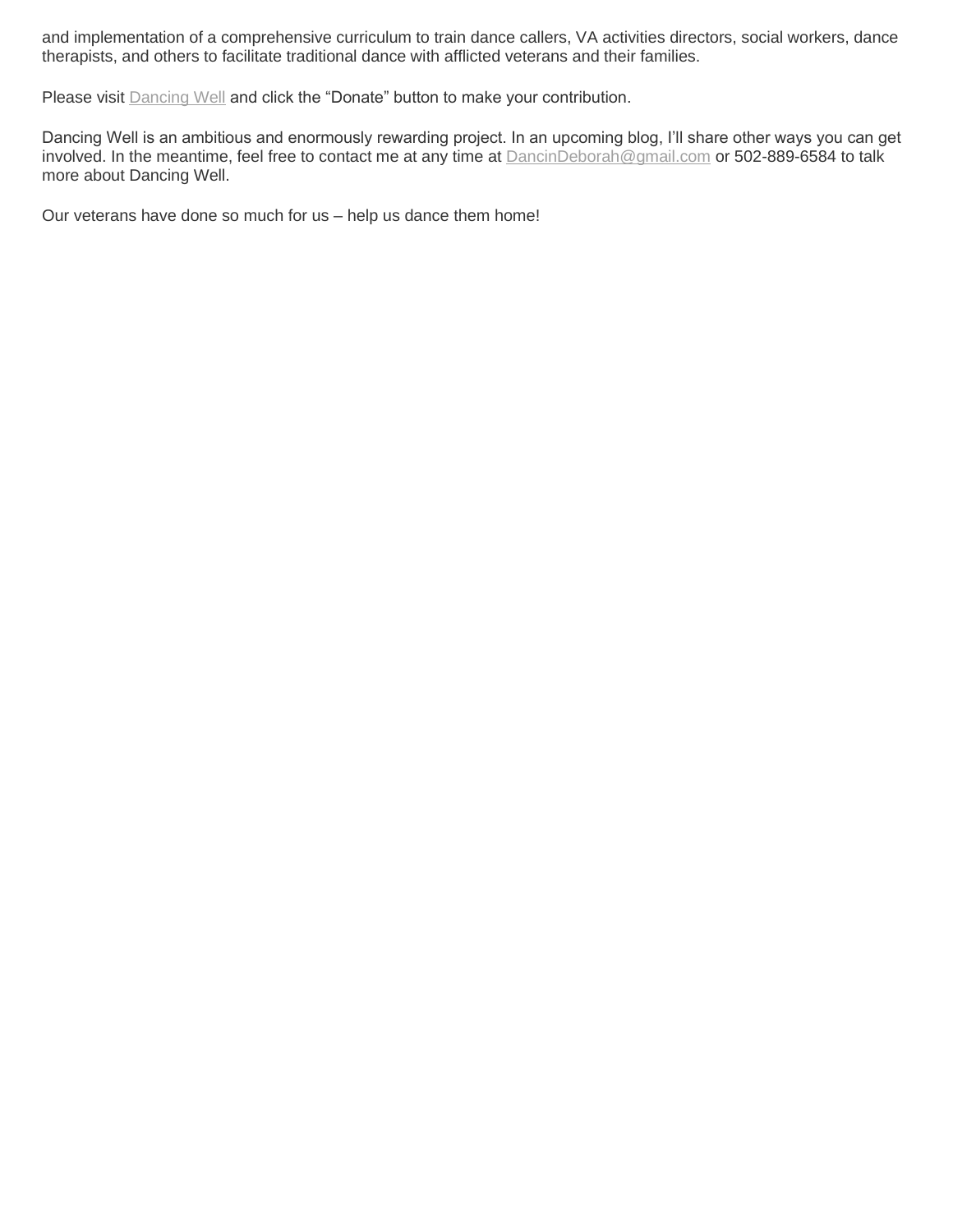and implementation of a comprehensive curriculum to train dance callers, VA activities directors, social workers, dance therapists, and others to facilitate traditional dance with afflicted veterans and their families.

Please visit Dancing Well and click the “Donate” button to make your contribution.

Dancing Well is an ambitious and enormously rewarding project. In an upcoming blog, I’ll share other ways you can get involved. In the meantime, feel free to contact me at any time at DancinDeborah@gmail.com or 502-889-6584 to talk more about Dancing Well.

Our veterans have done so much for us – help us dance them home!